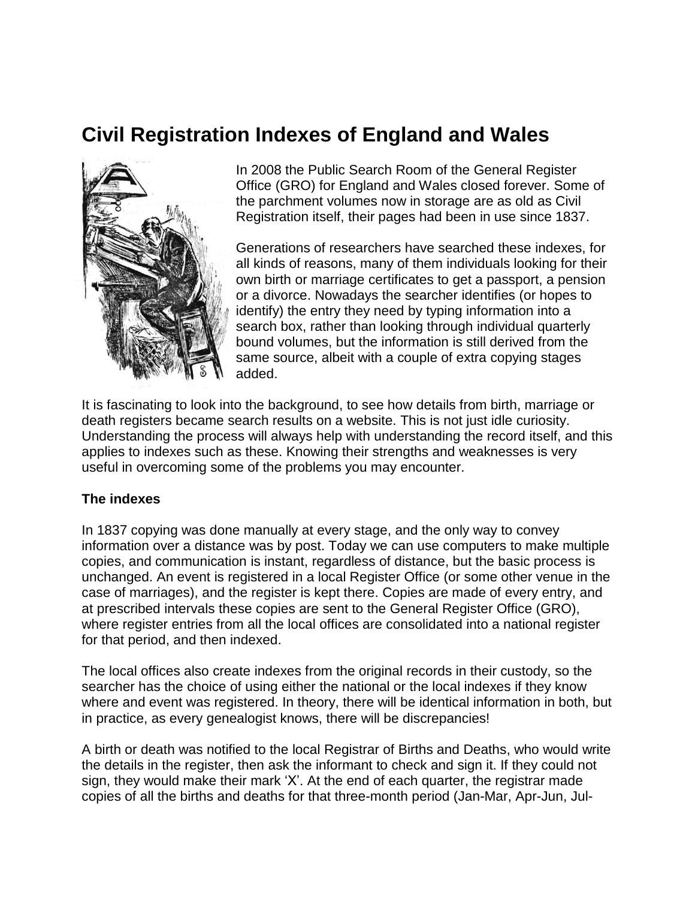# Civil Registration Indexes of England and Wales

In 2008 the Public Search Room of the General Register Office (GRO) for England and Wales closed forever. Some of the parchment volumes now in storage are as old as Civil Registration itself, their pages had been in use since 1837.

Generations of researchers have searched these indexes, for all kinds of reasons, many of them individuals looking for their own birth or marriage certificates to get a passport, a pension or a divorce. Nowadays the searcher identifies (or hopes to identify) the entry they need by typing information into a search box, rather than looking through individual quarterly bound volumes, but the information is still derived from the same source, albeit with a couple of extra copying stages added.

It is fascinating to look into the background, to see how details from birth, marriage or death registers became search results on a website. This is not just idle curiosity. Understanding the process will always help with understanding the record itself, and this applies to indexes such as these. Knowing their strengths and weaknesses is very useful in overcoming some of the problems you may encounter.

**The indexes**

In 1837 copying was done manually at every stage, and the only way to convey information over a distance was by post. Today we can use computers to make multiple copies, and communication is instant, regardless of distance, but the basic process is unchanged. An event is registered in a local Register Office (or some other venue in the case of marriages), and the register is kept there. Copies are made of every entry, and at prescribed intervals these copies are sent to the General Register Office (GRO), where register entries from all the local offices are consolidated into a national register for that period, and then indexed.

The local offices also create indexes from the original records in their custody, so the searcher has the choice of using either the national or the local indexes if they know where and event was registered. In theory, there will be identical information in both, but in practice, as every genealogist knows, there will be discrepancies!

A birth or death was notified to the local Registrar of Births and Deaths, who would write the details in the register, then ask the informant to check and sign it. If they could not sign, they would make their mark 'X'. At the end of each quarter, the registrar made copies of all the births and deaths for that three-month period (Jan-Mar, Apr-Jun, Jul-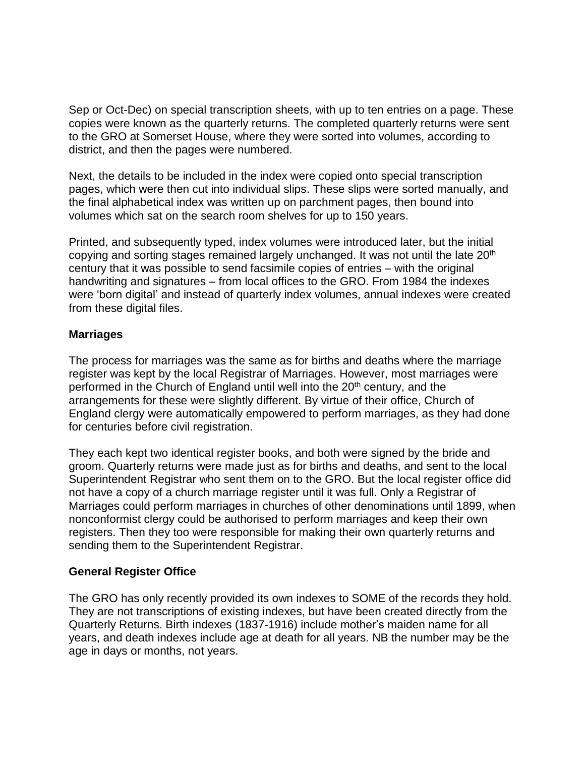Sep or Oct-Dec) on special transcription sheets, with up to ten entries on a page. These copies were known as the quarterly returns. The completed quarterly returns were sent to the GRO at Somerset House, where they were sorted into volumes, according to district, and then the pages were numbered.

Next, the details to be included in the index were copied onto special transcription pages, which were then cut into individual slips. These slips were sorted manually, and the final alphabetical index was written up on parchment pages, then bound into volumes which sat on the search room shelves for up to 150 years.

Printed, and subsequently typed, index volumes were introduced later, but the initial copying and sorting stages remained largely unchanged. It was not until the late 20th century that it was possible to send facsimile copies of entries – with the original handwriting and signatures – from local offices to the GRO. From 1984 the indexes were 'born digital' and instead of quarterly index volumes, annual indexes were created from these digital files.

**Marriages**

The process for marriages was the same as for births and deaths where the marriage register was kept by the local Registrar of Marriages. However, most marriages were performed in the Church of England until well into the 20th century, and the arrangements for these were slightly different. By virtue of their office, Church of England clergy were automatically empowered to perform marriages, as they had done for centuries before civil registration.

They each kept two identical register books, and both were signed by the bride and groom. Quarterly returns were made just as for births and deaths, and sent to the local Superintendent Registrar who sent them on to the GRO. But the local register office did not have a copy of a church marriage register until it was full. Only a Registrar of Marriages could perform marriages in churches of other denominations until 1899, when nonconformist clergy could be authorised to perform marriages and keep their own registers. Then they too were responsible for making their own quarterly returns and sending them to the Superintendent Registrar.

**General Register Office**

The GRO has only recently provided its own indexes to SOME of the records they hold. They are not transcriptions of existing indexes, but have been created directly from the Quarterly Returns. Birth indexes (1837-1916) include mother's maiden name for all years, and death indexes include age at death for all years. NB the number may be the age in days or months, not years.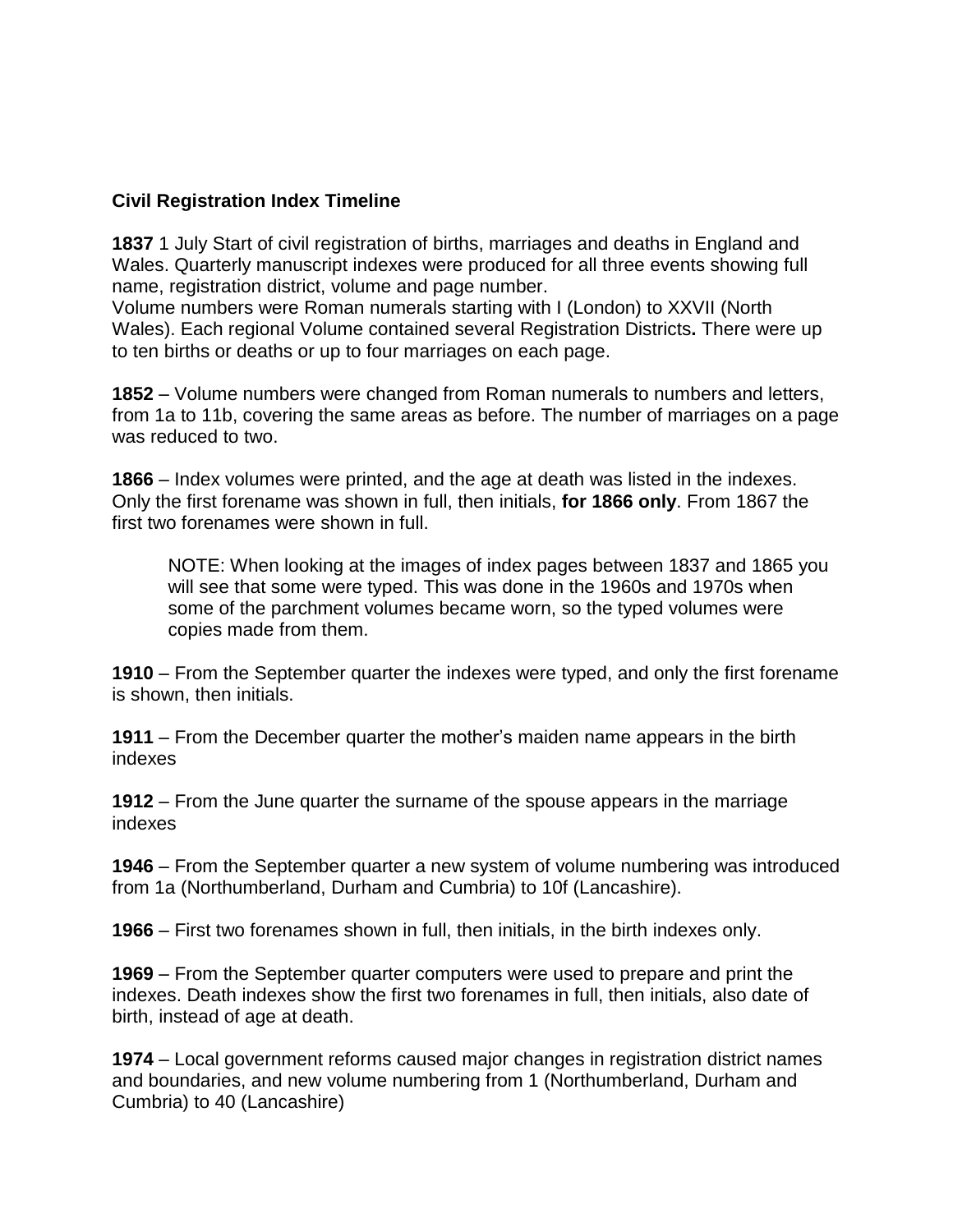**Civil Registration Index Timeline**

**1837** 1 July Start of civil registration of births, marriages and deaths in England and Wales. Quarterly manuscript indexes were produced for all three events showing full name, registration district, volume and page number.
Volume numbers were Roman numerals starting with I (London) to XXVII (North Wales). Each regional Volume contained several Registration Districts**.** There were up to ten births or deaths or up to four marriages on each page.

**1852** – Volume numbers were changed from Roman numerals to numbers and letters, from 1a to 11b, covering the same areas as before. The number of marriages on a page was reduced to two.

**1866** – Index volumes were printed, and the age at death was listed in the indexes. Only the first forename was shown in full, then initials, **for 1866 only**. From 1867 the first two forenames were shown in full.

> NOTE: When looking at the images of index pages between 1837 and 1865 you will see that some were typed. This was done in the 1960s and 1970s when some of the parchment volumes became worn, so the typed volumes were copies made from them.

**1910** – From the September quarter the indexes were typed, and only the first forename is shown, then initials.

**1911** – From the December quarter the mother's maiden name appears in the birth indexes

**1912** – From the June quarter the surname of the spouse appears in the marriage indexes

**1946** – From the September quarter a new system of volume numbering was introduced from 1a (Northumberland, Durham and Cumbria) to 10f (Lancashire).

**1966** – First two forenames shown in full, then initials, in the birth indexes only.

**1969** – From the September quarter computers were used to prepare and print the indexes. Death indexes show the first two forenames in full, then initials, also date of birth, instead of age at death.

**1974** – Local government reforms caused major changes in registration district names and boundaries, and new volume numbering from 1 (Northumberland, Durham and Cumbria) to 40 (Lancashire)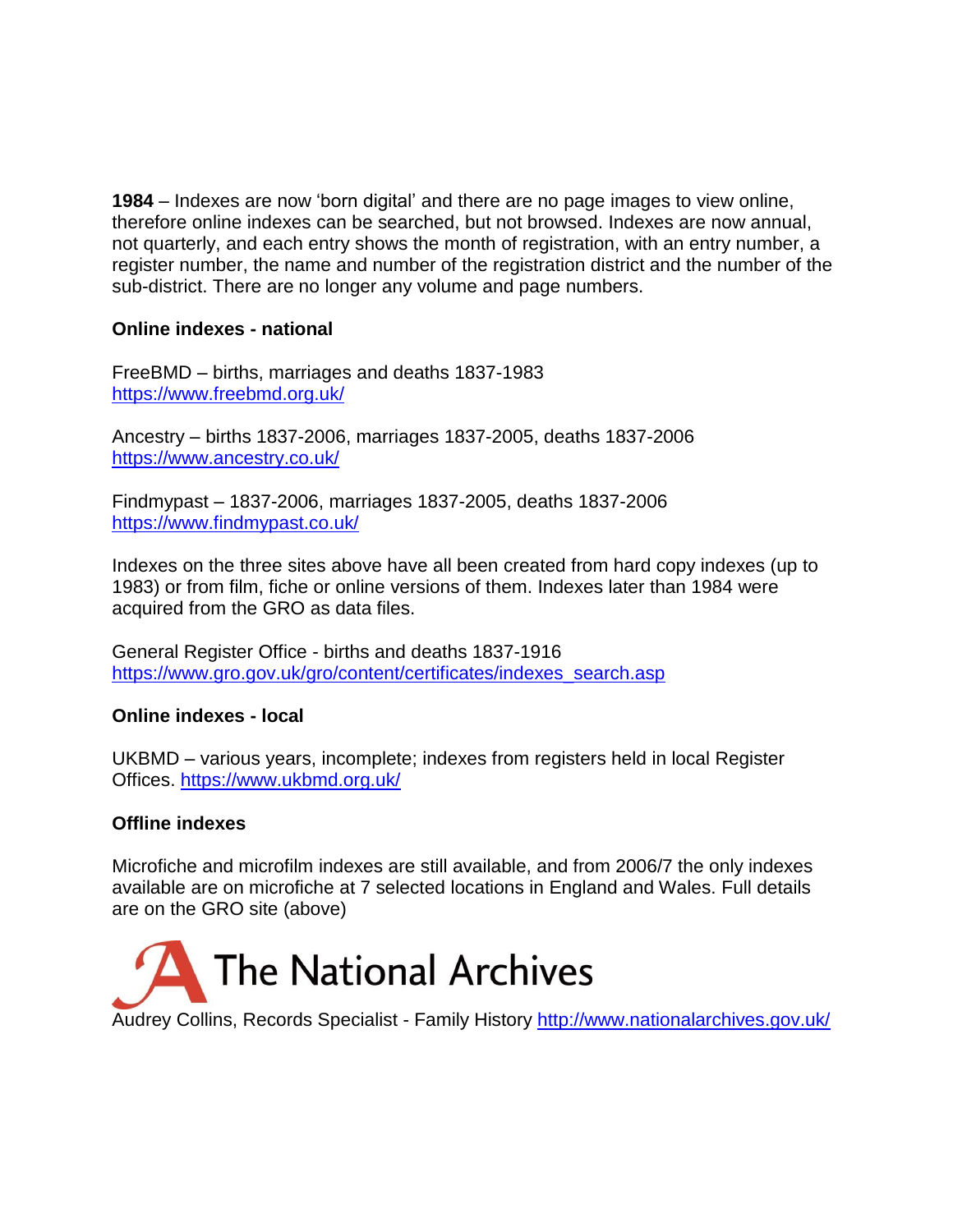**1984** – Indexes are now 'born digital' and there are no page images to view online, therefore online indexes can be searched, but not browsed. Indexes are now annual, not quarterly, and each entry shows the month of registration, with an entry number, a register number, the name and number of the registration district and the number of the sub-district. There are no longer any volume and page numbers.

**Online indexes - national**

FreeBMD – births, marriages and deaths 1837-1983
https://www.freebmd.org.uk/

Ancestry – births 1837-2006, marriages 1837-2005, deaths 1837-2006
https://www.ancestry.co.uk/

Findmypast – 1837-2006, marriages 1837-2005, deaths 1837-2006
https://www.findmypast.co.uk/

Indexes on the three sites above have all been created from hard copy indexes (up to 1983) or from film, fiche or online versions of them. Indexes later than 1984 were acquired from the GRO as data files.

General Register Office - births and deaths 1837-1916
https://www.gro.gov.uk/gro/content/certificates/indexes_search.asp

**Online indexes - local**

UKBMD – various years, incomplete; indexes from registers held in local Register Offices. https://www.ukbmd.org.uk/

**Offline indexes**

Microfiche and microfilm indexes are still available, and from 2006/7 the only indexes available are on microfiche at 7 selected locations in England and Wales. Full details are on the GRO site (above)

The National Archives

Audrey Collins, Records Specialist - Family History http://www.nationalarchives.gov.uk/